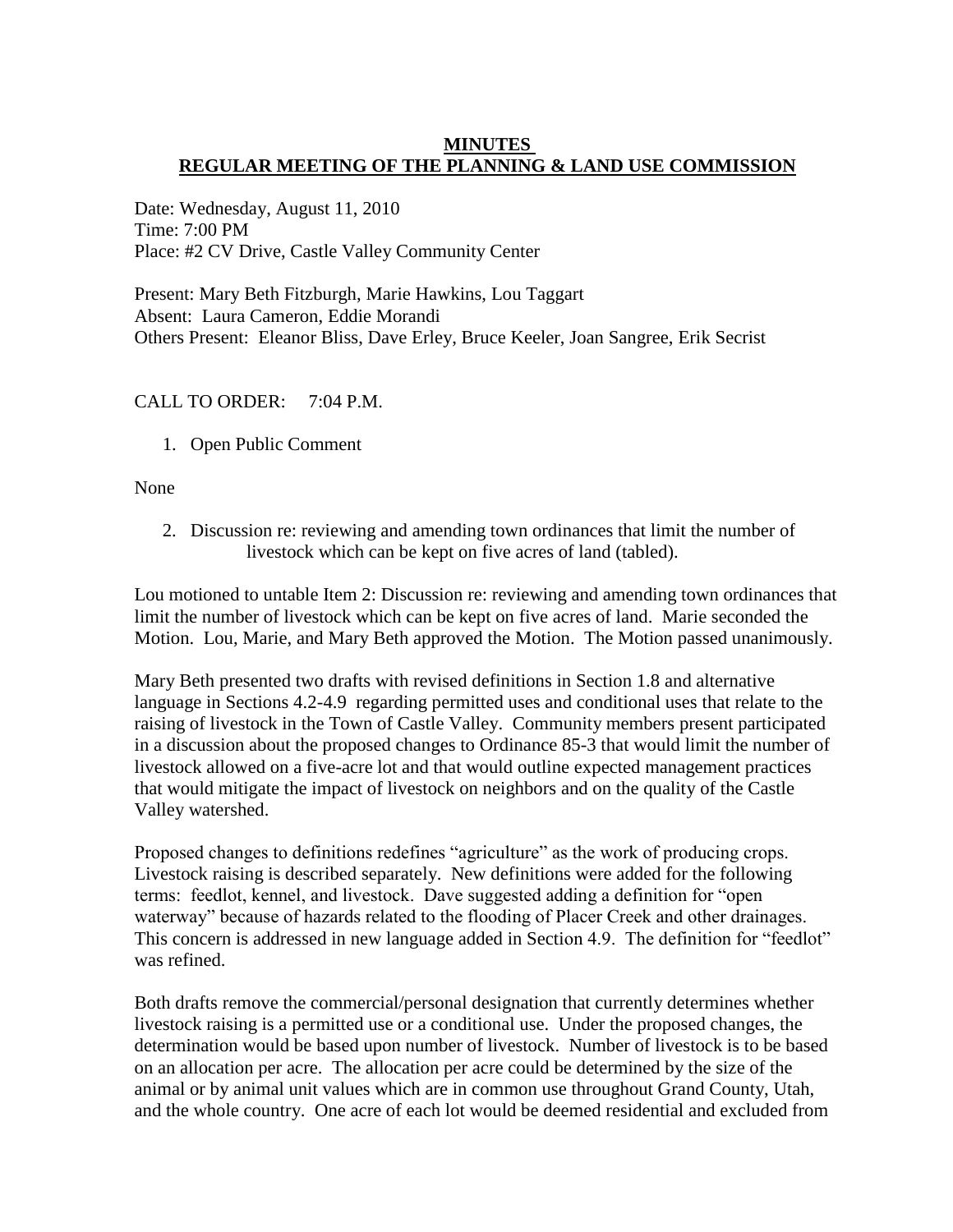**MINUTES**
**REGULAR MEETING OF THE PLANNING & LAND USE COMMISSION**

Date: Wednesday, August 11, 2010
Time: 7:00 PM
Place: #2 CV Drive, Castle Valley Community Center

Present: Mary Beth Fitzburgh, Marie Hawkins, Lou Taggart
Absent: Laura Cameron, Eddie Morandi
Others Present: Eleanor Bliss, Dave Erley, Bruce Keeler, Joan Sangree, Erik Secrist

CALL TO ORDER: 7:04 P.M.

1. Open Public Comment

None

2. Discussion re: reviewing and amending town ordinances that limit the number of livestock which can be kept on five acres of land (tabled).

Lou motioned to untable Item 2: Discussion re: reviewing and amending town ordinances that limit the number of livestock which can be kept on five acres of land. Marie seconded the Motion. Lou, Marie, and Mary Beth approved the Motion. The Motion passed unanimously.

Mary Beth presented two drafts with revised definitions in Section 1.8 and alternative language in Sections 4.2-4.9 regarding permitted uses and conditional uses that relate to the raising of livestock in the Town of Castle Valley. Community members present participated in a discussion about the proposed changes to Ordinance 85-3 that would limit the number of livestock allowed on a five-acre lot and that would outline expected management practices that would mitigate the impact of livestock on neighbors and on the quality of the Castle Valley watershed.

Proposed changes to definitions redefines "agriculture" as the work of producing crops. Livestock raising is described separately. New definitions were added for the following terms: feedlot, kennel, and livestock. Dave suggested adding a definition for "open waterway" because of hazards related to the flooding of Placer Creek and other drainages. This concern is addressed in new language added in Section 4.9. The definition for "feedlot" was refined.

Both drafts remove the commercial/personal designation that currently determines whether livestock raising is a permitted use or a conditional use. Under the proposed changes, the determination would be based upon number of livestock. Number of livestock is to be based on an allocation per acre. The allocation per acre could be determined by the size of the animal or by animal unit values which are in common use throughout Grand County, Utah, and the whole country. One acre of each lot would be deemed residential and excluded from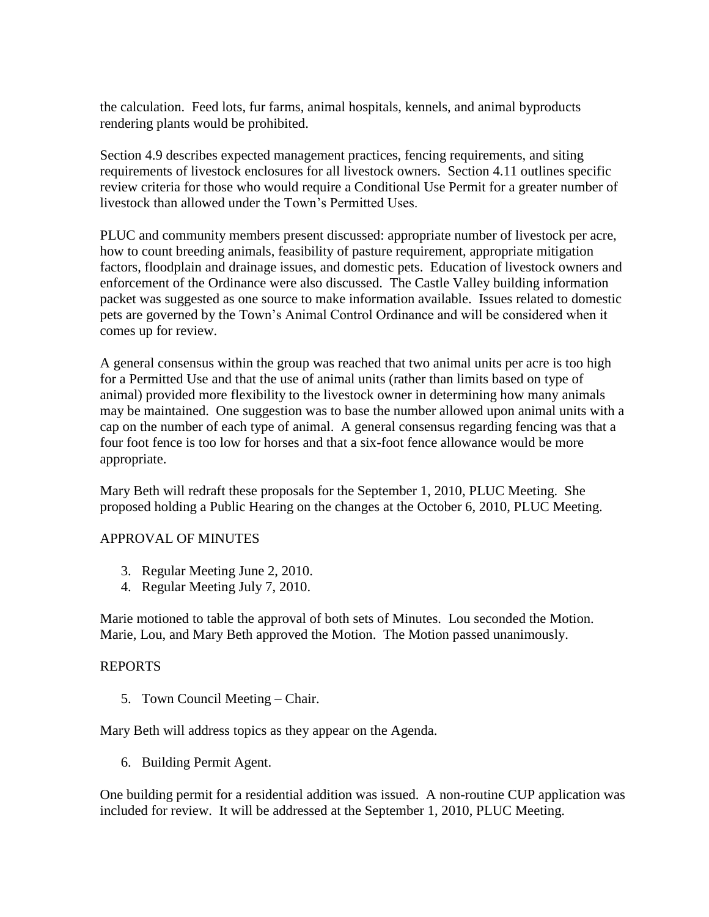the calculation. Feed lots, fur farms, animal hospitals, kennels, and animal byproducts rendering plants would be prohibited.

Section 4.9 describes expected management practices, fencing requirements, and siting requirements of livestock enclosures for all livestock owners. Section 4.11 outlines specific review criteria for those who would require a Conditional Use Permit for a greater number of livestock than allowed under the Town's Permitted Uses.

PLUC and community members present discussed: appropriate number of livestock per acre, how to count breeding animals, feasibility of pasture requirement, appropriate mitigation factors, floodplain and drainage issues, and domestic pets. Education of livestock owners and enforcement of the Ordinance were also discussed. The Castle Valley building information packet was suggested as one source to make information available. Issues related to domestic pets are governed by the Town's Animal Control Ordinance and will be considered when it comes up for review.

A general consensus within the group was reached that two animal units per acre is too high for a Permitted Use and that the use of animal units (rather than limits based on type of animal) provided more flexibility to the livestock owner in determining how many animals may be maintained. One suggestion was to base the number allowed upon animal units with a cap on the number of each type of animal. A general consensus regarding fencing was that a four foot fence is too low for horses and that a six-foot fence allowance would be more appropriate.

Mary Beth will redraft these proposals for the September 1, 2010, PLUC Meeting. She proposed holding a Public Hearing on the changes at the October 6, 2010, PLUC Meeting.

APPROVAL OF MINUTES

3. Regular Meeting June 2, 2010.
4. Regular Meeting July 7, 2010.

Marie motioned to table the approval of both sets of Minutes. Lou seconded the Motion. Marie, Lou, and Mary Beth approved the Motion. The Motion passed unanimously.

REPORTS

5. Town Council Meeting – Chair.

Mary Beth will address topics as they appear on the Agenda.

6. Building Permit Agent.

One building permit for a residential addition was issued. A non-routine CUP application was included for review. It will be addressed at the September 1, 2010, PLUC Meeting.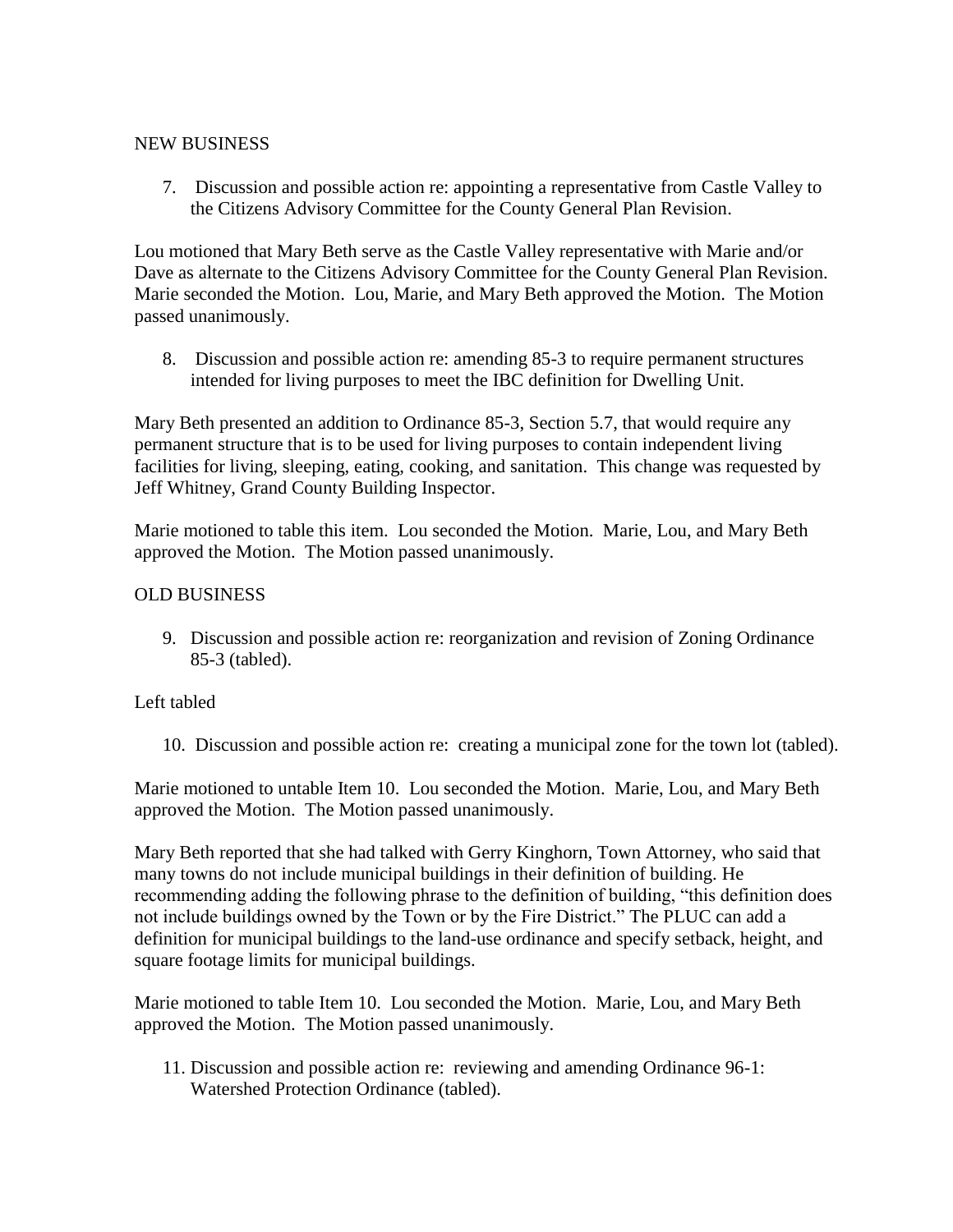NEW BUSINESS

7. Discussion and possible action re: appointing a representative from Castle Valley to the Citizens Advisory Committee for the County General Plan Revision.

Lou motioned that Mary Beth serve as the Castle Valley representative with Marie and/or Dave as alternate to the Citizens Advisory Committee for the County General Plan Revision. Marie seconded the Motion. Lou, Marie, and Mary Beth approved the Motion. The Motion passed unanimously.

8. Discussion and possible action re: amending 85-3 to require permanent structures intended for living purposes to meet the IBC definition for Dwelling Unit.

Mary Beth presented an addition to Ordinance 85-3, Section 5.7, that would require any permanent structure that is to be used for living purposes to contain independent living facilities for living, sleeping, eating, cooking, and sanitation. This change was requested by Jeff Whitney, Grand County Building Inspector.

Marie motioned to table this item. Lou seconded the Motion. Marie, Lou, and Mary Beth approved the Motion. The Motion passed unanimously.

OLD BUSINESS

9. Discussion and possible action re: reorganization and revision of Zoning Ordinance 85-3 (tabled).

Left tabled

10. Discussion and possible action re: creating a municipal zone for the town lot (tabled).

Marie motioned to untable Item 10. Lou seconded the Motion. Marie, Lou, and Mary Beth approved the Motion. The Motion passed unanimously.

Mary Beth reported that she had talked with Gerry Kinghorn, Town Attorney, who said that many towns do not include municipal buildings in their definition of building. He recommending adding the following phrase to the definition of building, "this definition does not include buildings owned by the Town or by the Fire District." The PLUC can add a definition for municipal buildings to the land-use ordinance and specify setback, height, and square footage limits for municipal buildings.

Marie motioned to table Item 10. Lou seconded the Motion. Marie, Lou, and Mary Beth approved the Motion. The Motion passed unanimously.

11. Discussion and possible action re: reviewing and amending Ordinance 96-1: Watershed Protection Ordinance (tabled).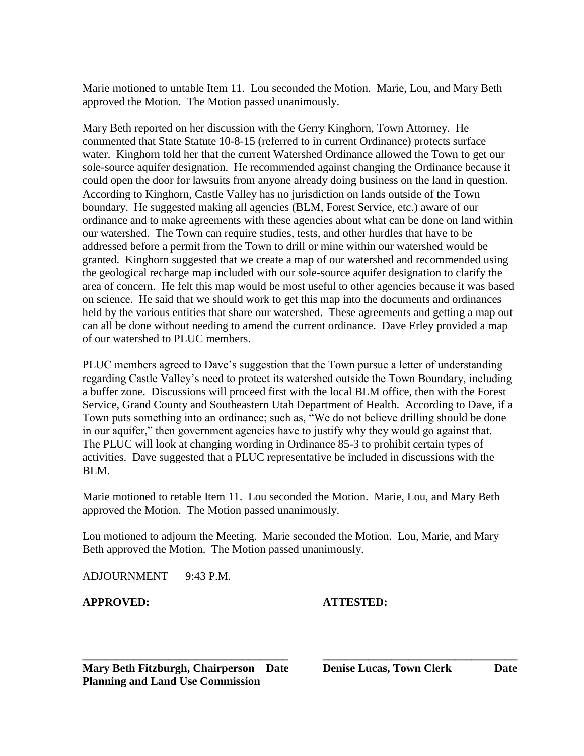Marie motioned to untable Item 11. Lou seconded the Motion. Marie, Lou, and Mary Beth approved the Motion. The Motion passed unanimously.

Mary Beth reported on her discussion with the Gerry Kinghorn, Town Attorney. He commented that State Statute 10-8-15 (referred to in current Ordinance) protects surface water. Kinghorn told her that the current Watershed Ordinance allowed the Town to get our sole-source aquifer designation. He recommended against changing the Ordinance because it could open the door for lawsuits from anyone already doing business on the land in question. According to Kinghorn, Castle Valley has no jurisdiction on lands outside of the Town boundary. He suggested making all agencies (BLM, Forest Service, etc.) aware of our ordinance and to make agreements with these agencies about what can be done on land within our watershed. The Town can require studies, tests, and other hurdles that have to be addressed before a permit from the Town to drill or mine within our watershed would be granted. Kinghorn suggested that we create a map of our watershed and recommended using the geological recharge map included with our sole-source aquifer designation to clarify the area of concern. He felt this map would be most useful to other agencies because it was based on science. He said that we should work to get this map into the documents and ordinances held by the various entities that share our watershed. These agreements and getting a map out can all be done without needing to amend the current ordinance. Dave Erley provided a map of our watershed to PLUC members.

PLUC members agreed to Dave's suggestion that the Town pursue a letter of understanding regarding Castle Valley's need to protect its watershed outside the Town Boundary, including a buffer zone. Discussions will proceed first with the local BLM office, then with the Forest Service, Grand County and Southeastern Utah Department of Health. According to Dave, if a Town puts something into an ordinance; such as, "We do not believe drilling should be done in our aquifer," then government agencies have to justify why they would go against that. The PLUC will look at changing wording in Ordinance 85-3 to prohibit certain types of activities. Dave suggested that a PLUC representative be included in discussions with the BLM.

Marie motioned to retable Item 11. Lou seconded the Motion. Marie, Lou, and Mary Beth approved the Motion. The Motion passed unanimously.

Lou motioned to adjourn the Meeting. Marie seconded the Motion. Lou, Marie, and Mary Beth approved the Motion. The Motion passed unanimously.

ADJOURNMENT 9:43 P.M.

**APPROVED:** **ATTESTED:**

___________________________________ ___________________________________

**Mary Beth Fitzburgh, Chairperson Date**
**Planning and Land Use Commission**

**Denise Lucas, Town Clerk Date**